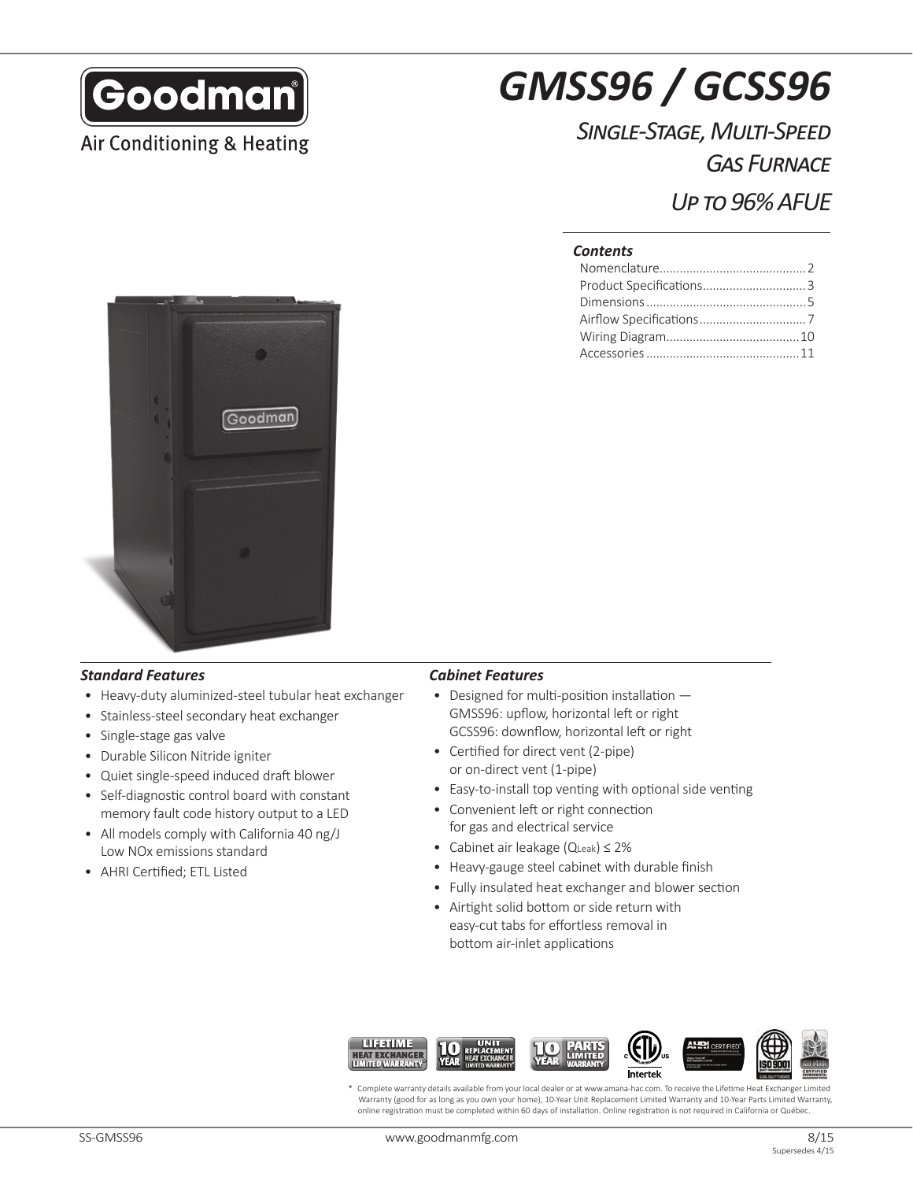Goodman

Air Conditioning & Heating

# GMSS96 / GCSS96

## Single-Stage, Multi-Speed Gas Furnace Up to 96% AFUE

***Contents***

Nomenclature............................................2
Product Specifications..............................3
Dimensions................................................5
Airflow Specifications................................7
Wiring Diagram........................................10
Accessories..............................................11

### *Standard Features*

- Heavy-duty aluminized-steel tubular heat exchanger
- Stainless-steel secondary heat exchanger
- Single-stage gas valve
- Durable Silicon Nitride igniter
- Quiet single-speed induced draft blower
- Self-diagnostic control board with constant memory fault code history output to a LED
- All models comply with California 40 ng/J Low NOx emissions standard
- AHRI Certified; ETL Listed

### *Cabinet Features*

- Designed for multi-position installation — GMSS96: upflow, horizontal left or right GCSS96: downflow, horizontal left or right
- Certified for direct vent (2-pipe) or on-direct vent (1-pipe)
- Easy-to-install top venting with optional side venting
- Convenient left or right connection for gas and electrical service
- Cabinet air leakage ($Q_{Leak}$) ≤ 2%
- Heavy-gauge steel cabinet with durable finish
- Fully insulated heat exchanger and blower section
- Airtight solid bottom or side return with easy-cut tabs for effortless removal in bottom air-inlet applications

LIFETIME HEAT EXCHANGER LIMITED WARRANTY* | 10 YEAR UNIT REPLACEMENT HEAT EXCHANGER LIMITED WARRANTY* | 10 YEAR PARTS LIMITED WARRANTY | Intertek | AHRI CERTIFIED | ISO 9001 | ISO 14001

\* Complete warranty details available from your local dealer or at www.amana-hac.com. To receive the Lifetime Heat Exchanger Limited Warranty (good for as long as you own your home), 10-Year Unit Replacement Limited Warranty and 10-Year Parts Limited Warranty, online registration must be completed within 60 days of installation. Online registration is not required in California or Québec.

SS-GMSS96 www.goodmanmfg.com 8/15 Supersedes 4/15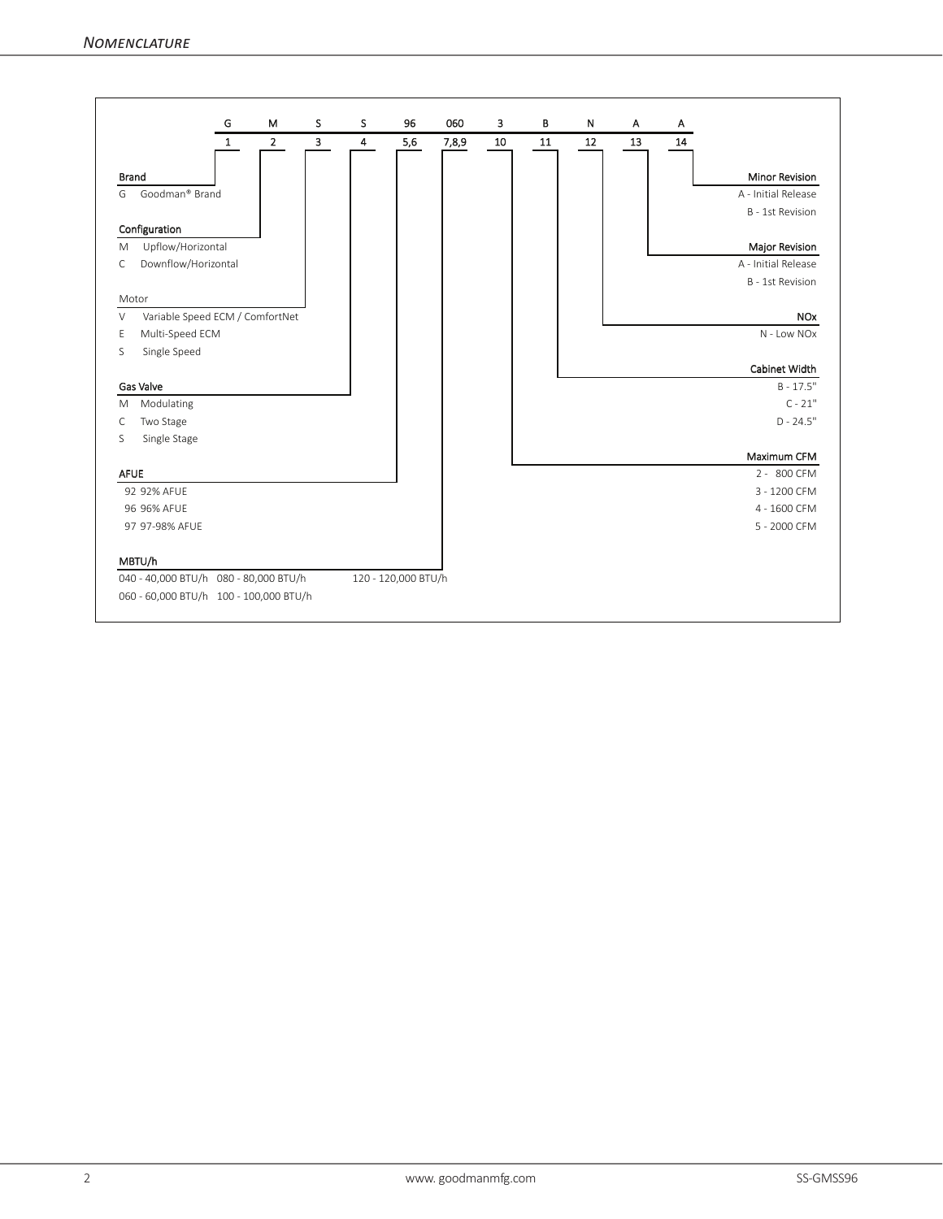# Nomenclature

| G | M | S | S | 96 | 060 | 3 | B | N | A | A |
|---|---|---|---|---|---|---|---|---|---|---|
| 1 | 2 | 3 | 4 | 5,6 | 7,8,9 | 10 | 11 | 12 | 13 | 14 |

**Brand**
- G Goodman® Brand

**Configuration**
- M Upflow/Horizontal
- C Downflow/Horizontal

**Motor**
- V Variable Speed ECM / ComfortNet
- E Multi-Speed ECM
- S Single Speed

**Gas Valve**
- M Modulating
- C Two Stage
- S Single Stage

**AFUE**
- 92 92% AFUE
- 96 96% AFUE
- 97 97-98% AFUE

**MBTU/h**
- 040 - 40,000 BTU/h
- 060 - 60,000 BTU/h
- 080 - 80,000 BTU/h
- 100 - 100,000 BTU/h
- 120 - 120,000 BTU/h

**Maximum CFM**
- 2 - 800 CFM
- 3 - 1200 CFM
- 4 - 1600 CFM
- 5 - 2000 CFM

**Cabinet Width**
- B - 17.5"
- C - 21"
- D - 24.5"

**NOx**
- N - Low NOx

**Major Revision**
- A - Initial Release
- B - 1st Revision

**Minor Revision**
- A - Initial Release
- B - 1st Revision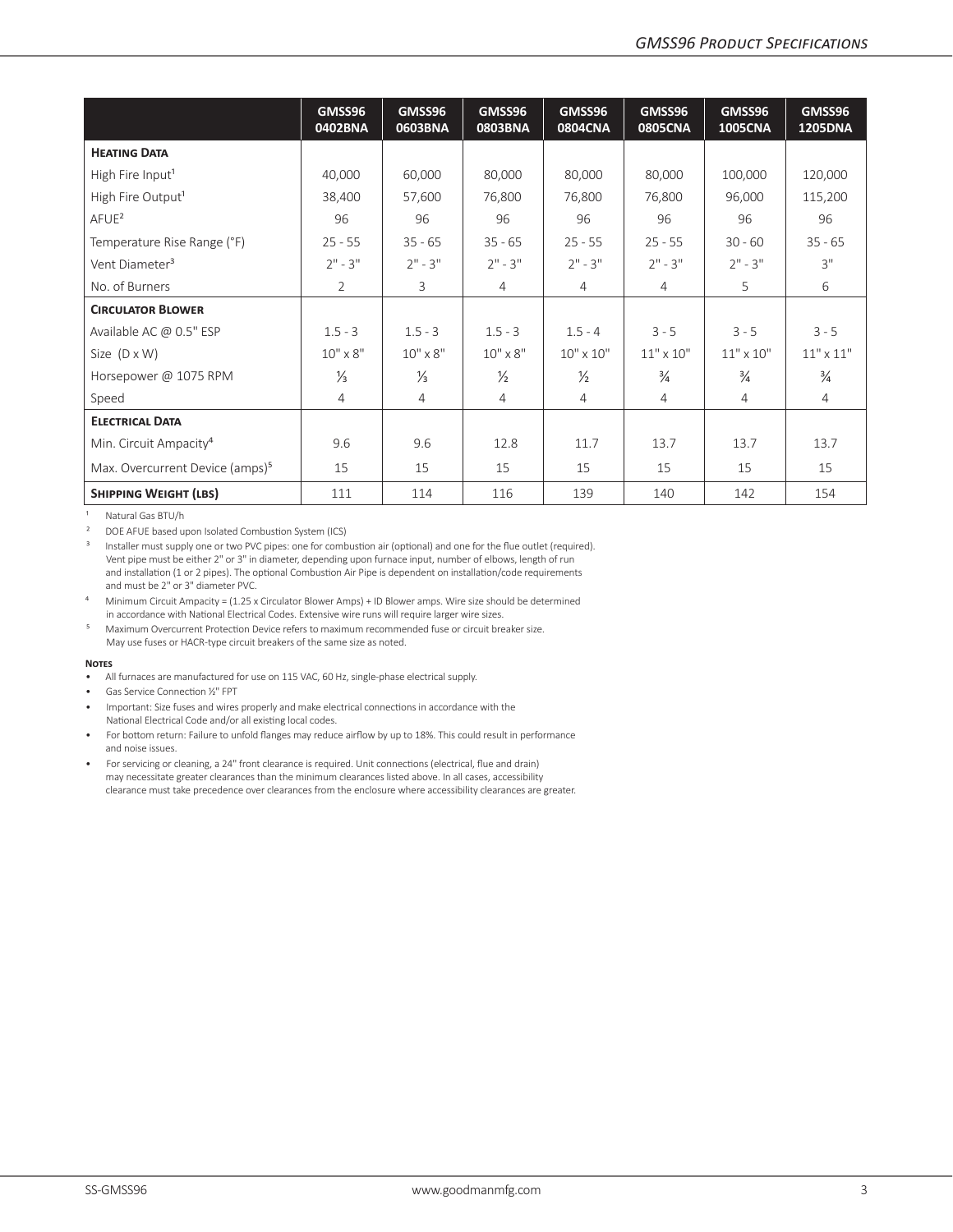| | GMSS96 0402BNA | GMSS96 0603BNA | GMSS96 0803BNA | GMSS96 0804CNA | GMSS96 0805CNA | GMSS96 1005CNA | GMSS96 1205DNA |
|---|---|---|---|---|---|---|---|
| **Heating Data** | | | | | | | |
| High Fire Input[1] | 40,000 | 60,000 | 80,000 | 80,000 | 80,000 | 100,000 | 120,000 |
| High Fire Output[1] | 38,400 | 57,600 | 76,800 | 76,800 | 76,800 | 96,000 | 115,200 |
| AFUE[2] | 96 | 96 | 96 | 96 | 96 | 96 | 96 |
| Temperature Rise Range (°F) | 25 - 55 | 35 - 65 | 35 - 65 | 25 - 55 | 25 - 55 | 30 - 60 | 35 - 65 |
| Vent Diameter[3] | 2" - 3" | 2" - 3" | 2" - 3" | 2" - 3" | 2" - 3" | 2" - 3" | 3" |
| No. of Burners | 2 | 3 | 4 | 4 | 4 | 5 | 6 |
| **Circulator Blower** | | | | | | | |
| Available AC @ 0.5" ESP | 1.5 - 3 | 1.5 - 3 | 1.5 - 3 | 1.5 - 4 | 3 - 5 | 3 - 5 | 3 - 5 |
| Size (D x W) | 10" x 8" | 10" x 8" | 10" x 8" | 10" x 10" | 11" x 10" | 11" x 10" | 11" x 11" |
| Horsepower @ 1075 RPM | ⅓ | ⅓ | ½ | ½ | ¾ | ¾ | ¾ |
| Speed | 4 | 4 | 4 | 4 | 4 | 4 | 4 |
| **Electrical Data** | | | | | | | |
| Min. Circuit Ampacity[4] | 9.6 | 9.6 | 12.8 | 11.7 | 13.7 | 13.7 | 13.7 |
| Max. Overcurrent Device (amps)[5] | 15 | 15 | 15 | 15 | 15 | 15 | 15 |
| **Shipping Weight (lbs)** | 111 | 114 | 116 | 139 | 140 | 142 | 154 |

[1] Natural Gas BTU/h

[2] DOE AFUE based upon Isolated Combustion System (ICS)

[3] Installer must supply one or two PVC pipes: one for combustion air (optional) and one for the flue outlet (required). Vent pipe must be either 2" or 3" in diameter, depending upon furnace input, number of elbows, length of run and installation (1 or 2 pipes). The optional Combustion Air Pipe is dependent on installation/code requirements and must be 2" or 3" diameter PVC.

[4] Minimum Circuit Ampacity = (1.25 x Circulator Blower Amps) + ID Blower amps. Wire size should be determined in accordance with National Electrical Codes. Extensive wire runs will require larger wire sizes.

[5] Maximum Overcurrent Protection Device refers to maximum recommended fuse or circuit breaker size. May use fuses or HACR-type circuit breakers of the same size as noted.

**Notes**

- All furnaces are manufactured for use on 115 VAC, 60 Hz, single-phase electrical supply.
- Gas Service Connection ½" FPT
- Important: Size fuses and wires properly and make electrical connections in accordance with the National Electrical Code and/or all existing local codes.
- For bottom return: Failure to unfold flanges may reduce airflow by up to 18%. This could result in performance and noise issues.
- For servicing or cleaning, a 24" front clearance is required. Unit connections (electrical, flue and drain) may necessitate greater clearances than the minimum clearances listed above. In all cases, accessibility clearance must take precedence over clearances from the enclosure where accessibility clearances are greater.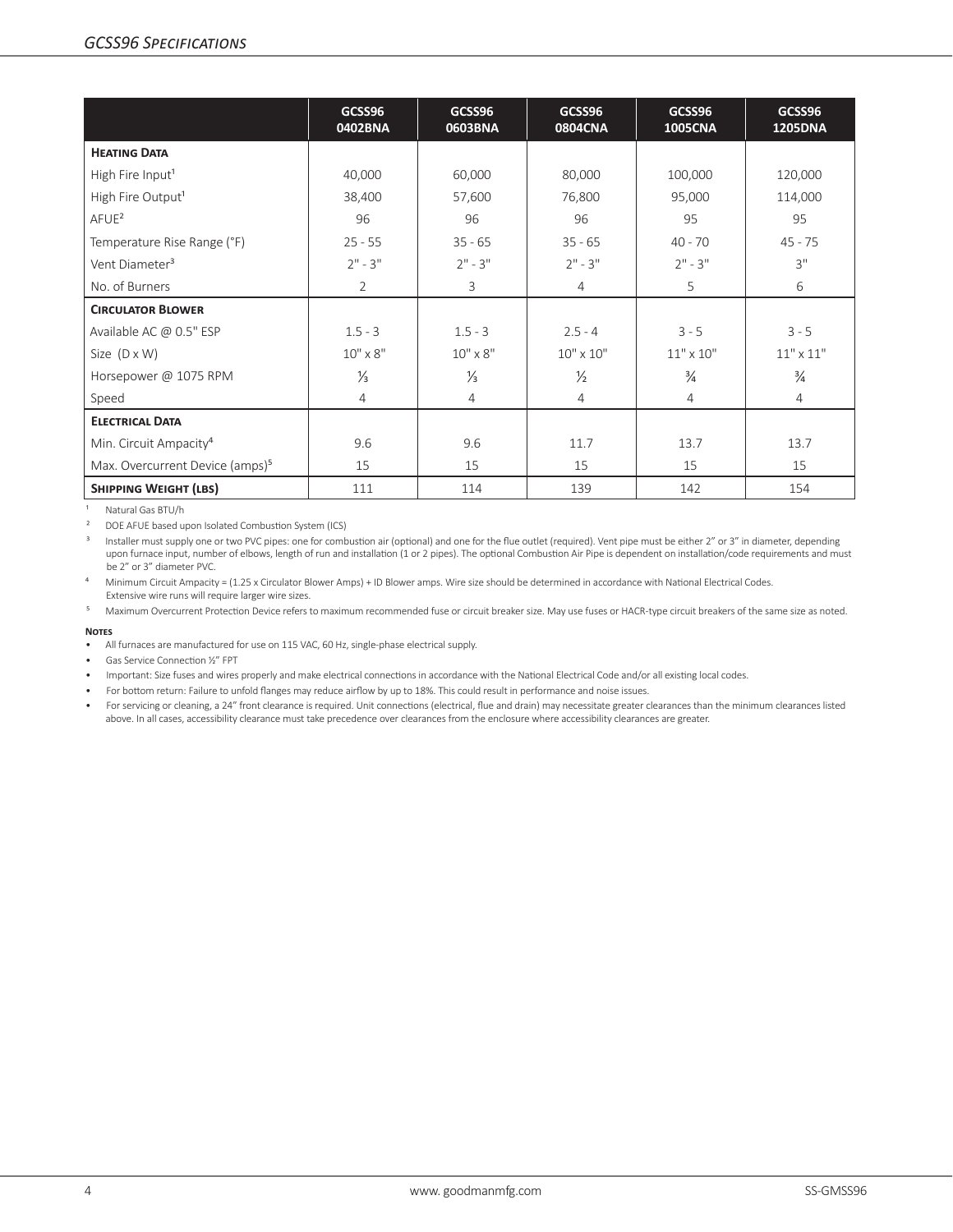## GCSS96 Specifications

| | GCSS96 0402BNA | GCSS96 0603BNA | GCSS96 0804CNA | GCSS96 1005CNA | GCSS96 1205DNA |
|---|---|---|---|---|---|
| **Heating Data** | | | | | |
| High Fire Input[1] | 40,000 | 60,000 | 80,000 | 100,000 | 120,000 |
| High Fire Output[1] | 38,400 | 57,600 | 76,800 | 95,000 | 114,000 |
| AFUE[2] | 96 | 96 | 96 | 95 | 95 |
| Temperature Rise Range (°F) | 25 - 55 | 35 - 65 | 35 - 65 | 40 - 70 | 45 - 75 |
| Vent Diameter[3] | 2" - 3" | 2" - 3" | 2" - 3" | 2" - 3" | 3" |
| No. of Burners | 2 | 3 | 4 | 5 | 6 |
| **Circulator Blower** | | | | | |
| Available AC @ 0.5" ESP | 1.5 - 3 | 1.5 - 3 | 2.5 - 4 | 3 - 5 | 3 - 5 |
| Size (D x W) | 10" x 8" | 10" x 8" | 10" x 10" | 11" x 10" | 11" x 11" |
| Horsepower @ 1075 RPM | ⅓ | ⅓ | ½ | ¾ | ¾ |
| Speed | 4 | 4 | 4 | 4 | 4 |
| **Electrical Data** | | | | | |
| Min. Circuit Ampacity[4] | 9.6 | 9.6 | 11.7 | 13.7 | 13.7 |
| Max. Overcurrent Device (amps)[5] | 15 | 15 | 15 | 15 | 15 |
| **Shipping Weight (lbs)** | 111 | 114 | 139 | 142 | 154 |

[1] Natural Gas BTU/h

[2] DOE AFUE based upon Isolated Combustion System (ICS)

[3] Installer must supply one or two PVC pipes: one for combustion air (optional) and one for the flue outlet (required). Vent pipe must be either 2" or 3" in diameter, depending upon furnace input, number of elbows, length of run and installation (1 or 2 pipes). The optional Combustion Air Pipe is dependent on installation/code requirements and must be 2" or 3" diameter PVC.

[4] Minimum Circuit Ampacity = (1.25 x Circulator Blower Amps) + ID Blower amps. Wire size should be determined in accordance with National Electrical Codes. Extensive wire runs will require larger wire sizes.

[5] Maximum Overcurrent Protection Device refers to maximum recommended fuse or circuit breaker size. May use fuses or HACR-type circuit breakers of the same size as noted.

**Notes**

- All furnaces are manufactured for use on 115 VAC, 60 Hz, single-phase electrical supply.
- Gas Service Connection ½" FPT
- Important: Size fuses and wires properly and make electrical connections in accordance with the National Electrical Code and/or all existing local codes.
- For bottom return: Failure to unfold flanges may reduce airflow by up to 18%. This could result in performance and noise issues.
- For servicing or cleaning, a 24" front clearance is required. Unit connections (electrical, flue and drain) may necessitate greater clearances than the minimum clearances listed above. In all cases, accessibility clearance must take precedence over clearances from the enclosure where accessibility clearances are greater.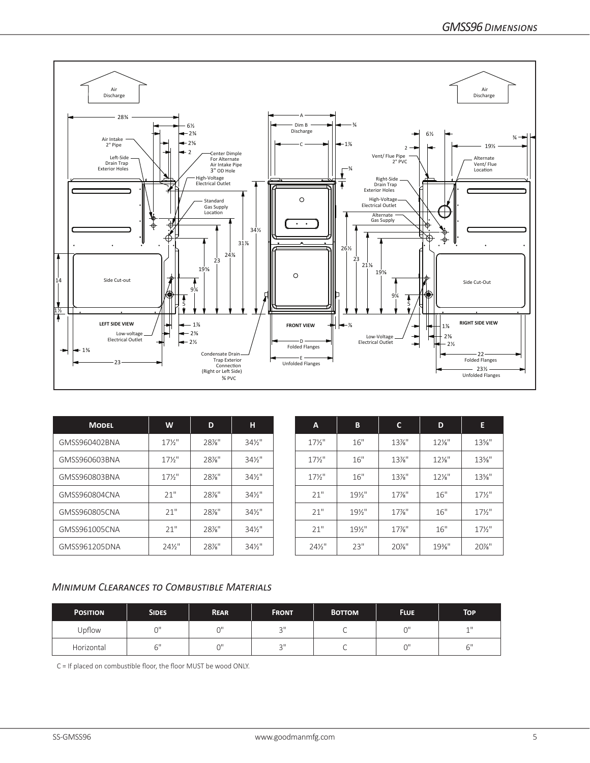## GMSS96 Dimensions

| Model | W | D | H |
|---|---|---|---|
| GMSS960402BNA | 17½" | 28⅞" | 34½" |
| GMSS960603BNA | 17½" | 28⅞" | 34½" |
| GMSS960803BNA | 17½" | 28⅞" | 34½" |
| GMSS960804CNA | 21" | 28⅞" | 34½" |
| GMSS960805CNA | 21" | 28⅞" | 34½" |
| GMSS961005CNA | 21" | 28⅞" | 34½" |
| GMSS961205DNA | 24½" | 28⅞" | 34½" |

| A | B | C | D | E |
|---|---|---|---|---|
| 17½" | 16" | 13⅞" | 12⅛" | 13⅝" |
| 17½" | 16" | 13⅞" | 12⅛" | 13⅝" |
| 17½" | 16" | 13⅞" | 12⅛" | 13⅝" |
| 21" | 19½" | 17⅞" | 16" | 17½" |
| 21" | 19½" | 17⅞" | 16" | 17½" |
| 21" | 19½" | 17⅞" | 16" | 17½" |
| 24½" | 23" | 20⅞" | 19⅜" | 20⅞" |

### *Minimum Clearances to Combustible Materials*

| Position | Sides | Rear | Front | Bottom | Flue | Top |
|---|---|---|---|---|---|---|
| Upflow | 0" | 0" | 3" | C | 0" | 1" |
| Horizontal | 6" | 0" | 3" | C | 0" | 6" |

C = If placed on combustible floor, the floor MUST be wood ONLY.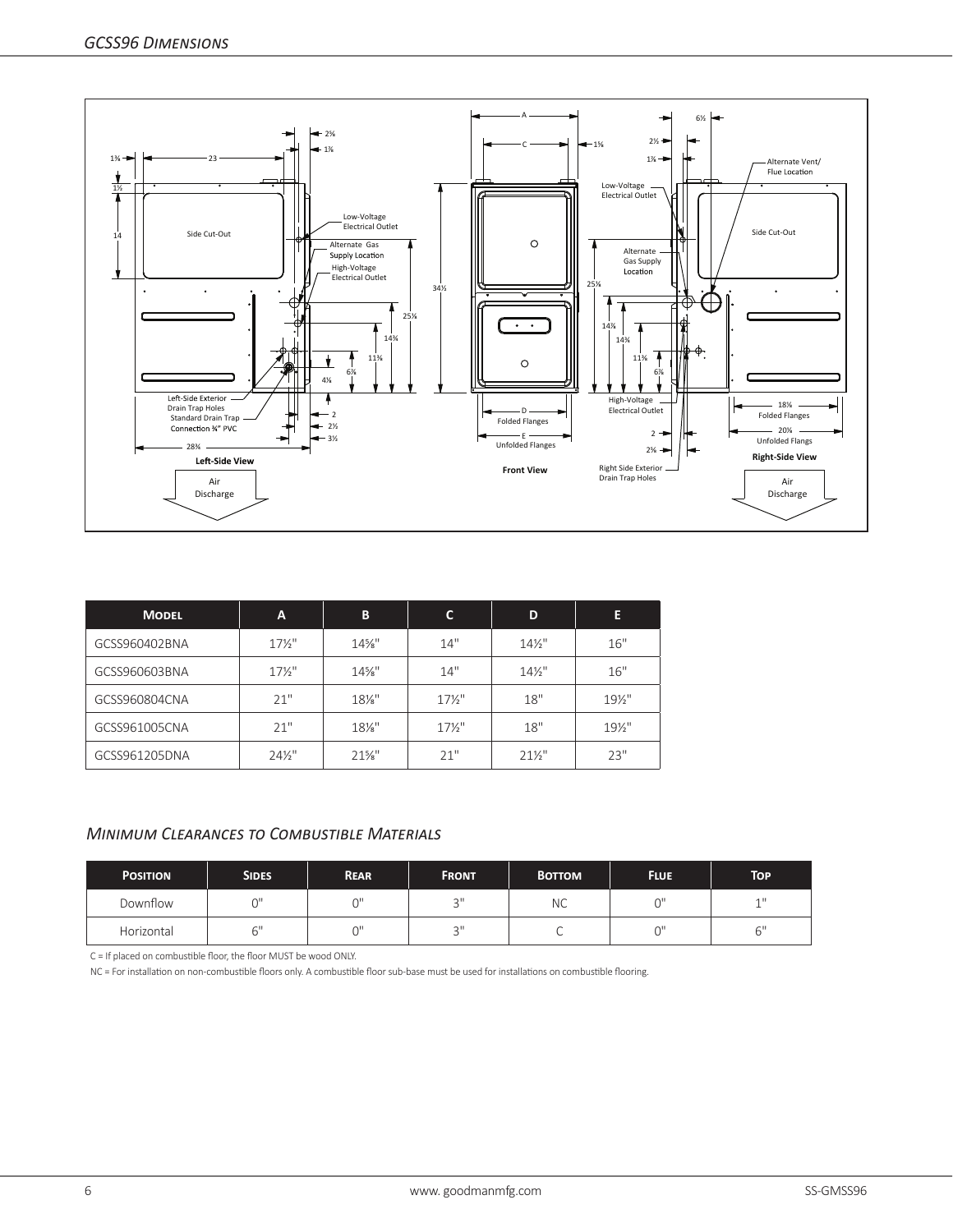## GCSS96 Dimensions

| Model | A | B | C | D | E |
|---|---|---|---|---|---|
| GCSS960402BNA | 17½" | 14⅝" | 14" | 14½" | 16" |
| GCSS960603BNA | 17½" | 14⅝" | 14" | 14½" | 16" |
| GCSS960804CNA | 21" | 18⅛" | 17½" | 18" | 19½" |
| GCSS961005CNA | 21" | 18⅛" | 17½" | 18" | 19½" |
| GCSS961205DNA | 24½" | 21⅝" | 21" | 21½" | 23" |

### Minimum Clearances to Combustible Materials

| Position | Sides | Rear | Front | Bottom | Flue | Top |
|---|---|---|---|---|---|---|
| Downflow | 0" | 0" | 3" | NC | 0" | 1" |
| Horizontal | 6" | 0" | 3" | C | 0" | 6" |

C = If placed on combustible floor, the floor MUST be wood ONLY.

NC = For installation on non-combustible floors only. A combustible floor sub-base must be used for installations on combustible flooring.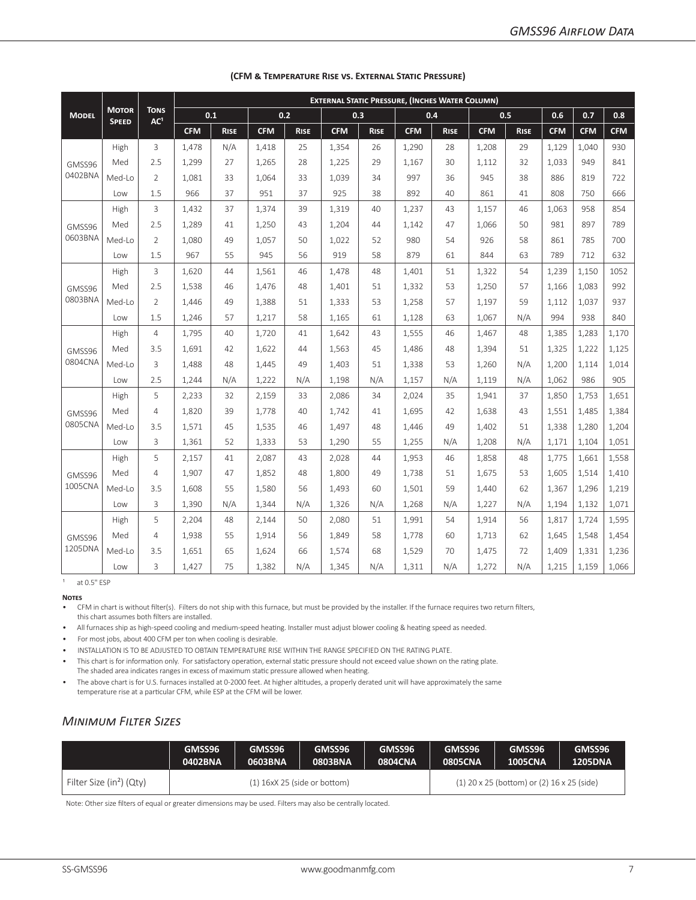## (CFM & Temperature Rise vs. External Static Pressure)

| Model | Motor Speed | Tons AC[1] | External Static Pressure, (Inches Water Column) | | | | | | | | | | | | |
|---|---|---|---|---|---|---|---|---|---|---|---|---|---|---|---|
| | | | 0.1 | | 0.2 | | 0.3 | | 0.4 | | 0.5 | | 0.6 | 0.7 | 0.8 |
| | | | CFM | Rise | CFM | Rise | CFM | Rise | CFM | Rise | CFM | Rise | CFM | CFM | CFM |
| GMSS96 0402BNA | High | 3 | 1,478 | N/A | 1,418 | 25 | 1,354 | 26 | 1,290 | 28 | 1,208 | 29 | 1,129 | 1,040 | 930 |
| | Med | 2.5 | 1,299 | 27 | 1,265 | 28 | 1,225 | 29 | 1,167 | 30 | 1,112 | 32 | 1,033 | 949 | 841 |
| | Med-Lo | 2 | 1,081 | 33 | 1,064 | 33 | 1,039 | 34 | 997 | 36 | 945 | 38 | 886 | 819 | 722 |
| | Low | 1.5 | 966 | 37 | 951 | 37 | 925 | 38 | 892 | 40 | 861 | 41 | 808 | 750 | 666 |
| GMSS96 0603BNA | High | 3 | 1,432 | 37 | 1,374 | 39 | 1,319 | 40 | 1,237 | 43 | 1,157 | 46 | 1,063 | 958 | 854 |
| | Med | 2.5 | 1,289 | 41 | 1,250 | 43 | 1,204 | 44 | 1,142 | 47 | 1,066 | 50 | 981 | 897 | 789 |
| | Med-Lo | 2 | 1,080 | 49 | 1,057 | 50 | 1,022 | 52 | 980 | 54 | 926 | 58 | 861 | 785 | 700 |
| | Low | 1.5 | 967 | 55 | 945 | 56 | 919 | 58 | 879 | 61 | 844 | 63 | 789 | 712 | 632 |
| GMSS96 0803BNA | High | 3 | 1,620 | 44 | 1,561 | 46 | 1,478 | 48 | 1,401 | 51 | 1,322 | 54 | 1,239 | 1,150 | 1052 |
| | Med | 2.5 | 1,538 | 46 | 1,476 | 48 | 1,401 | 51 | 1,332 | 53 | 1,250 | 57 | 1,166 | 1,083 | 992 |
| | Med-Lo | 2 | 1,446 | 49 | 1,388 | 51 | 1,333 | 53 | 1,258 | 57 | 1,197 | 59 | 1,112 | 1,037 | 937 |
| | Low | 1.5 | 1,246 | 57 | 1,217 | 58 | 1,165 | 61 | 1,128 | 63 | 1,067 | N/A | 994 | 938 | 840 |
| GMSS96 0804CNA | High | 4 | 1,795 | 40 | 1,720 | 41 | 1,642 | 43 | 1,555 | 46 | 1,467 | 48 | 1,385 | 1,283 | 1,170 |
| | Med | 3.5 | 1,691 | 42 | 1,622 | 44 | 1,563 | 45 | 1,486 | 48 | 1,394 | 51 | 1,325 | 1,222 | 1,125 |
| | Med-Lo | 3 | 1,488 | 48 | 1,445 | 49 | 1,403 | 51 | 1,338 | 53 | 1,260 | N/A | 1,200 | 1,114 | 1,014 |
| | Low | 2.5 | 1,244 | N/A | 1,222 | N/A | 1,198 | N/A | 1,157 | N/A | 1,119 | N/A | 1,062 | 986 | 905 |
| GMSS96 0805CNA | High | 5 | 2,233 | 32 | 2,159 | 33 | 2,086 | 34 | 2,024 | 35 | 1,941 | 37 | 1,850 | 1,753 | 1,651 |
| | Med | 4 | 1,820 | 39 | 1,778 | 40 | 1,742 | 41 | 1,695 | 42 | 1,638 | 43 | 1,551 | 1,485 | 1,384 |
| | Med-Lo | 3.5 | 1,571 | 45 | 1,535 | 46 | 1,497 | 48 | 1,446 | 49 | 1,402 | 51 | 1,338 | 1,280 | 1,204 |
| | Low | 3 | 1,361 | 52 | 1,333 | 53 | 1,290 | 55 | 1,255 | N/A | 1,208 | N/A | 1,171 | 1,104 | 1,051 |
| GMSS96 1005CNA | High | 5 | 2,157 | 41 | 2,087 | 43 | 2,028 | 44 | 1,953 | 46 | 1,858 | 48 | 1,775 | 1,661 | 1,558 |
| | Med | 4 | 1,907 | 47 | 1,852 | 48 | 1,800 | 49 | 1,738 | 51 | 1,675 | 53 | 1,605 | 1,514 | 1,410 |
| | Med-Lo | 3.5 | 1,608 | 55 | 1,580 | 56 | 1,493 | 60 | 1,501 | 59 | 1,440 | 62 | 1,367 | 1,296 | 1,219 |
| | Low | 3 | 1,390 | N/A | 1,344 | N/A | 1,326 | N/A | 1,268 | N/A | 1,227 | N/A | 1,194 | 1,132 | 1,071 |
| GMSS96 1205DNA | High | 5 | 2,204 | 48 | 2,144 | 50 | 2,080 | 51 | 1,991 | 54 | 1,914 | 56 | 1,817 | 1,724 | 1,595 |
| | Med | 4 | 1,938 | 55 | 1,914 | 56 | 1,849 | 58 | 1,778 | 60 | 1,713 | 62 | 1,645 | 1,548 | 1,454 |
| | Med-Lo | 3.5 | 1,651 | 65 | 1,624 | 66 | 1,574 | 68 | 1,529 | 70 | 1,475 | 72 | 1,409 | 1,331 | 1,236 |
| | Low | 3 | 1,427 | 75 | 1,382 | N/A | 1,345 | N/A | 1,311 | N/A | 1,272 | N/A | 1,215 | 1,159 | 1,066 |

[1] at 0.5" ESP

**Notes**

- CFM in chart is without filter(s). Filters do not ship with this furnace, but must be provided by the installer. If the furnace requires two return filters, this chart assumes both filters are installed.
- All furnaces ship as high-speed cooling and medium-speed heating. Installer must adjust blower cooling & heating speed as needed.
- For most jobs, about 400 CFM per ton when cooling is desirable.
- INSTALLATION IS TO BE ADJUSTED TO OBTAIN TEMPERATURE RISE WITHIN THE RANGE SPECIFIED ON THE RATING PLATE.
- This chart is for information only. For satisfactory operation, external static pressure should not exceed value shown on the rating plate. The shaded area indicates ranges in excess of maximum static pressure allowed when heating.
- The above chart is for U.S. furnaces installed at 0-2000 feet. At higher altitudes, a properly derated unit will have approximately the same temperature rise at a particular CFM, while ESP at the CFM will be lower.

## *Minimum Filter Sizes*

| | GMSS96 0402BNA | GMSS96 0603BNA | GMSS96 0803BNA | GMSS96 0804CNA | GMSS96 0805CNA | GMSS96 1005CNA | GMSS96 1205DNA |
|---|---|---|---|---|---|---|---|
| Filter Size (in²) (Qty) | (1) 16xX 25 (side or bottom) | | | | (1) 20 x 25 (bottom) or (2) 16 x 25 (side) | | |

Note: Other size filters of equal or greater dimensions may be used. Filters may also be centrally located.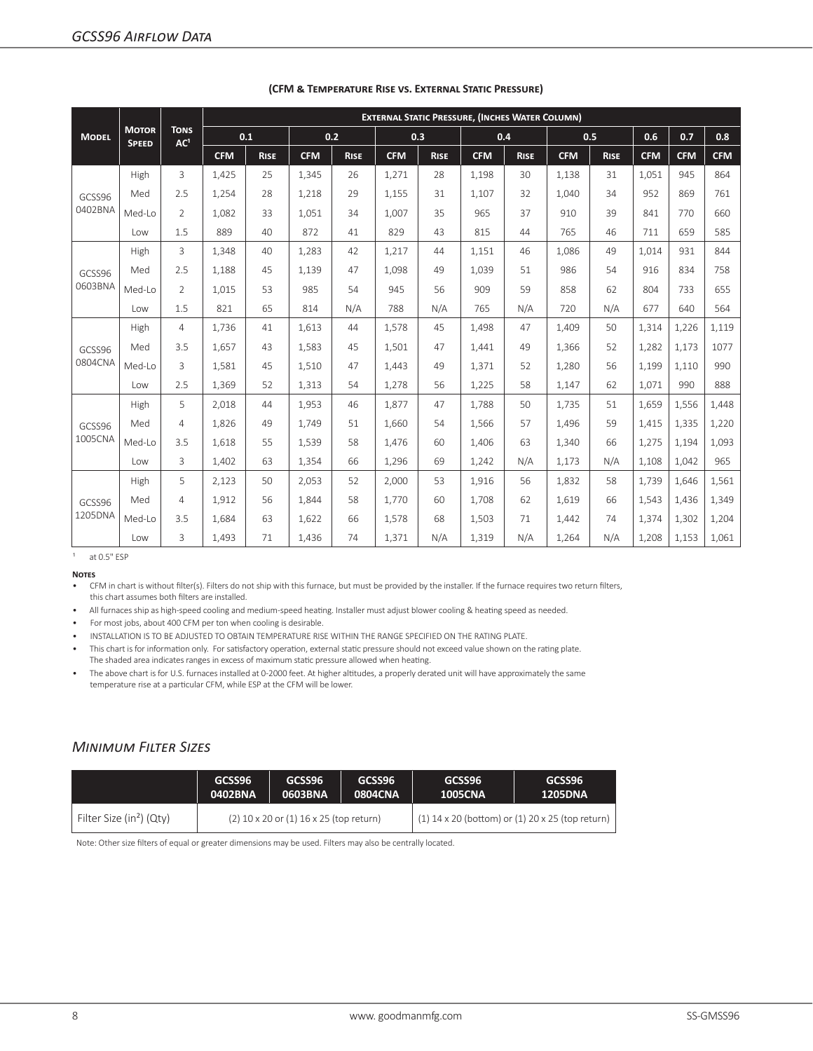## GCSS96 Airflow Data

**(CFM & Temperature Rise vs. External Static Pressure)**

| Model | Motor Speed | Tons AC[1] | External Static Pressure, (Inches Water Column) | | | | | | | | | | | | |
|---|---|---|---|---|---|---|---|---|---|---|---|---|---|---|---|
| | | | 0.1 | | 0.2 | | 0.3 | | 0.4 | | 0.5 | | 0.6 | 0.7 | 0.8 |
| | | | CFM | Rise | CFM | Rise | CFM | Rise | CFM | Rise | CFM | Rise | CFM | CFM | CFM |
| GCSS96 0402BNA | High | 3 | 1,425 | 25 | 1,345 | 26 | 1,271 | 28 | 1,198 | 30 | 1,138 | 31 | 1,051 | 945 | 864 |
| | Med | 2.5 | 1,254 | 28 | 1,218 | 29 | 1,155 | 31 | 1,107 | 32 | 1,040 | 34 | 952 | 869 | 761 |
| | Med-Lo | 2 | 1,082 | 33 | 1,051 | 34 | 1,007 | 35 | 965 | 37 | 910 | 39 | 841 | 770 | 660 |
| | Low | 1.5 | 889 | 40 | 872 | 41 | 829 | 43 | 815 | 44 | 765 | 46 | 711 | 659 | 585 |
| GCSS96 0603BNA | High | 3 | 1,348 | 40 | 1,283 | 42 | 1,217 | 44 | 1,151 | 46 | 1,086 | 49 | 1,014 | 931 | 844 |
| | Med | 2.5 | 1,188 | 45 | 1,139 | 47 | 1,098 | 49 | 1,039 | 51 | 986 | 54 | 916 | 834 | 758 |
| | Med-Lo | 2 | 1,015 | 53 | 985 | 54 | 945 | 56 | 909 | 59 | 858 | 62 | 804 | 733 | 655 |
| | Low | 1.5 | 821 | 65 | 814 | N/A | 788 | N/A | 765 | N/A | 720 | N/A | 677 | 640 | 564 |
| GCSS96 0804CNA | High | 4 | 1,736 | 41 | 1,613 | 44 | 1,578 | 45 | 1,498 | 47 | 1,409 | 50 | 1,314 | 1,226 | 1,119 |
| | Med | 3.5 | 1,657 | 43 | 1,583 | 45 | 1,501 | 47 | 1,441 | 49 | 1,366 | 52 | 1,282 | 1,173 | 1077 |
| | Med-Lo | 3 | 1,581 | 45 | 1,510 | 47 | 1,443 | 49 | 1,371 | 52 | 1,280 | 56 | 1,199 | 1,110 | 990 |
| | Low | 2.5 | 1,369 | 52 | 1,313 | 54 | 1,278 | 56 | 1,225 | 58 | 1,147 | 62 | 1,071 | 990 | 888 |
| GCSS96 1005CNA | High | 5 | 2,018 | 44 | 1,953 | 46 | 1,877 | 47 | 1,788 | 50 | 1,735 | 51 | 1,659 | 1,556 | 1,448 |
| | Med | 4 | 1,826 | 49 | 1,749 | 51 | 1,660 | 54 | 1,566 | 57 | 1,496 | 59 | 1,415 | 1,335 | 1,220 |
| | Med-Lo | 3.5 | 1,618 | 55 | 1,539 | 58 | 1,476 | 60 | 1,406 | 63 | 1,340 | 66 | 1,275 | 1,194 | 1,093 |
| | Low | 3 | 1,402 | 63 | 1,354 | 66 | 1,296 | 69 | 1,242 | N/A | 1,173 | N/A | 1,108 | 1,042 | 965 |
| GCSS96 1205DNA | High | 5 | 2,123 | 50 | 2,053 | 52 | 2,000 | 53 | 1,916 | 56 | 1,832 | 58 | 1,739 | 1,646 | 1,561 |
| | Med | 4 | 1,912 | 56 | 1,844 | 58 | 1,770 | 60 | 1,708 | 62 | 1,619 | 66 | 1,543 | 1,436 | 1,349 |
| | Med-Lo | 3.5 | 1,684 | 63 | 1,622 | 66 | 1,578 | 68 | 1,503 | 71 | 1,442 | 74 | 1,374 | 1,302 | 1,204 |
| | Low | 3 | 1,493 | 71 | 1,436 | 74 | 1,371 | N/A | 1,319 | N/A | 1,264 | N/A | 1,208 | 1,153 | 1,061 |

[1] at 0.5" ESP

**Notes**

- CFM in chart is without filter(s). Filters do not ship with this furnace, but must be provided by the installer. If the furnace requires two return filters, this chart assumes both filters are installed.
- All furnaces ship as high-speed cooling and medium-speed heating. Installer must adjust blower cooling & heating speed as needed.
- For most jobs, about 400 CFM per ton when cooling is desirable.
- INSTALLATION IS TO BE ADJUSTED TO OBTAIN TEMPERATURE RISE WITHIN THE RANGE SPECIFIED ON THE RATING PLATE.
- This chart is for information only. For satisfactory operation, external static pressure should not exceed value shown on the rating plate. The shaded area indicates ranges in excess of maximum static pressure allowed when heating.
- The above chart is for U.S. furnaces installed at 0-2000 feet. At higher altitudes, a properly derated unit will have approximately the same temperature rise at a particular CFM, while ESP at the CFM will be lower.

## Minimum Filter Sizes

| | GCSS96 0402BNA | GCSS96 0603BNA | GCSS96 0804CNA | GCSS96 1005CNA | GCSS96 1205DNA |
|---|---|---|---|---|---|
| Filter Size (in²) (Qty) | (2) 10 x 20 or (1) 16 x 25 (top return) | | | (1) 14 x 20 (bottom) or (1) 20 x 25 (top return) | |

Note: Other size filters of equal or greater dimensions may be used. Filters may also be centrally located.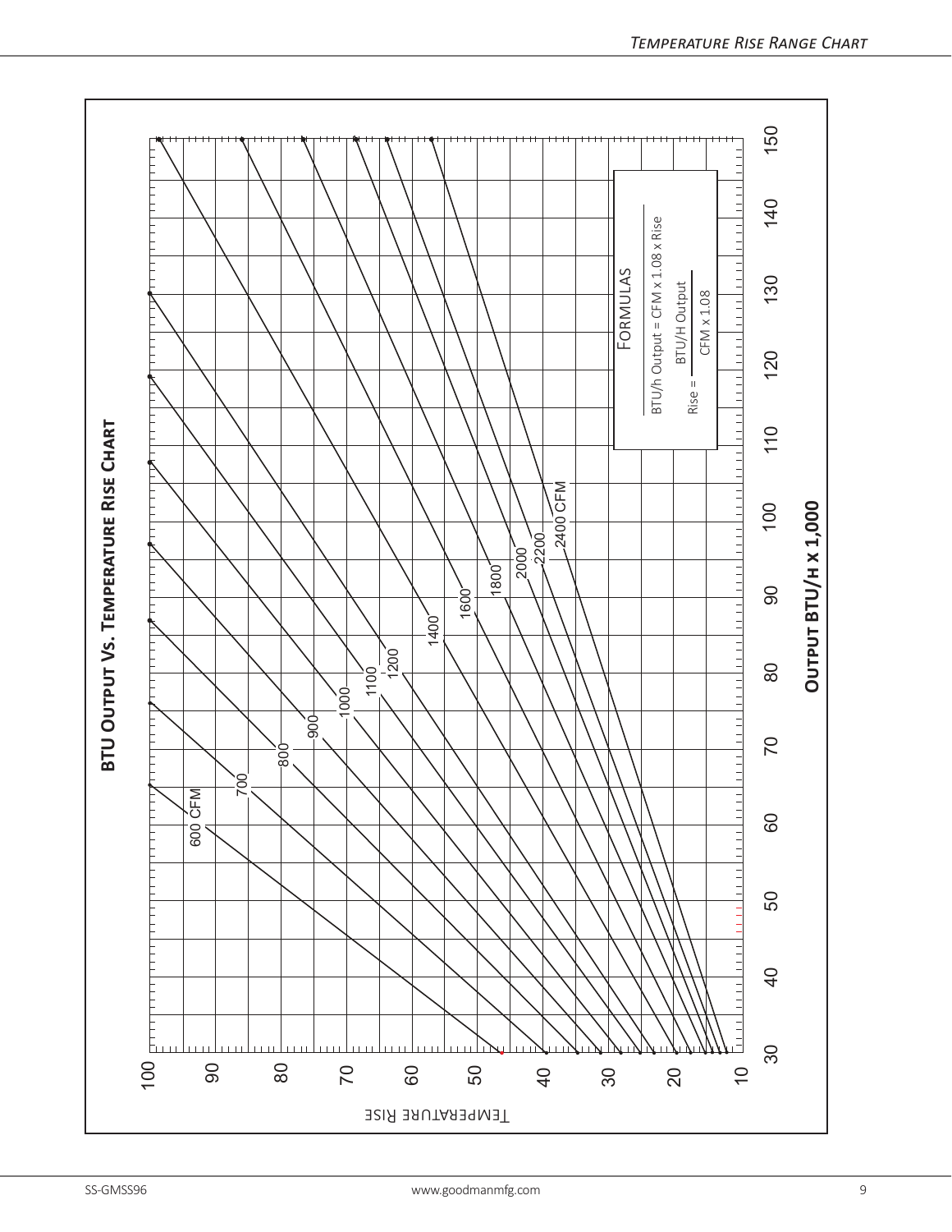## BTU Output Vs. Temperature Rise Chart

Temperature Rise

Output BTU/h x 1,000

30 40 50 60 70 80 90 100 110 120 130 140 150

10 20 30 40 50 60 70 80 90 100

600 CFM, 700, 800, 900, 1000, 1100, 1200, 1400, 1600, 1800, 2000, 2200, 2400 CFM

### Formulas

BTU/h Output = CFM x 1.08 x Rise

$$\text{Rise} = \frac{\text{BTU/H Output}}{\text{CFM} \times 1.08}$$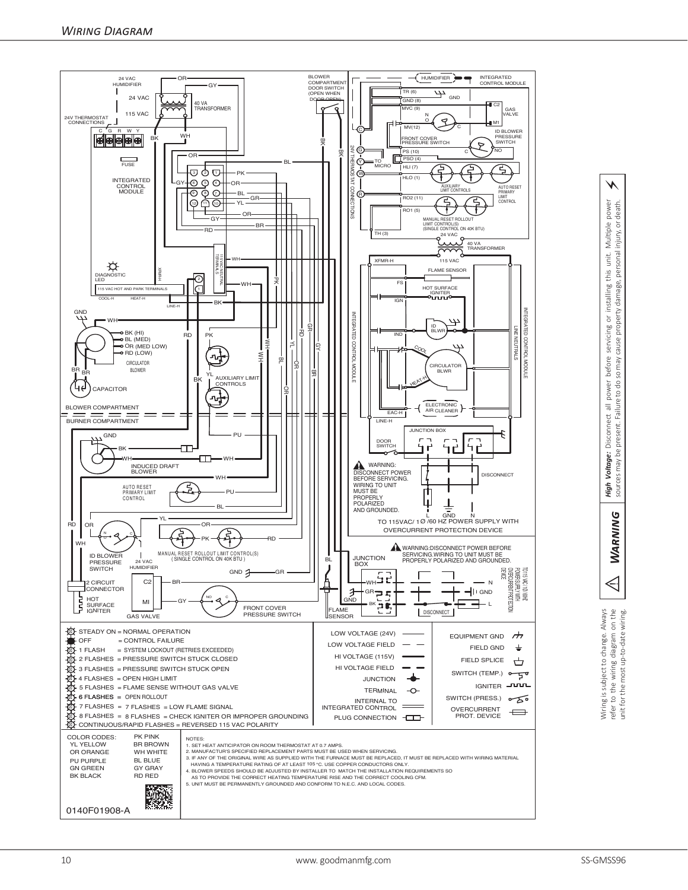## Wiring Diagram

| | |
|---|---|
| STEADY ON | = NORMAL OPERATION |
| OFF | = CONTROL FAILURE |
| 1 FLASH | = SYSTEM LOCKOUT (RETRIES EXCEEDED) |
| 2 FLASHES | = PRESSURE SWITCH STUCK CLOSED |
| 3 FLASHES | = PRESSURE SWITCH STUCK OPEN |
| 4 FLASHES | = OPEN HIGH LIMIT |
| 5 FLASHES | = FLAME SENSE WITHOUT GAS VALVE |
| 6 FLASHES | = OPEN ROLLOUT |
| 7 FLASHES | = LOW FLAME SIGNAL |
| 8 FLASHES | = CHECK IGNITER OR IMPROPER GROUNDING |
| CONTINUOUS/RAPID FLASHES | = REVERSED 115 VAC POLARITY |

LOW VOLTAGE (24V), LOW VOLTAGE FIELD, HI VOLTAGE (115V), HI VOLTAGE FIELD, JUNCTION, TERMINAL, INTERNAL TO INTEGRATED CONTROL, PLUG CONNECTION

EQUIPMENT GND, FIELD GND, FIELD SPLICE, SWITCH (TEMP.), IGNITER, SWITCH (PRESS.), OVERCURRENT PROT. DEVICE

COLOR CODES:

| | |
|---|---|
| YL YELLOW | PK PINK |
| OR ORANGE | BR BROWN |
| PU PURPLE | WH WHITE |
| GN GREEN | BL BLUE |
| BK BLACK | GY GRAY |
| | RD RED |

NOTES:

1. SET HEAT ANTICIPATOR ON ROOM THERMOSTAT AT 0.7 AMPS.
2. MANUFACTUR'S SPECIFIED REPLACEMENT PARTS MUST BE USED WHEN SERVICING.
3. IF ANY OF THE ORIGINAL WIRE AS SUPPLIED WITH THE FURNACE MUST BE REPLACED, IT MUST BE REPLACED WITH WIRING MATERIAL HAVING A TEMPERATURE RATING OF AT LEAST 105°C. USE COPPER CONDUCTORS ONLY.
4. BLOWER SPEEDS SHOULD BE ADJUSTED BY INSTALLER TO MATCH THE INSTALLATION REQUIREMENTS SO AS TO PROVIDE THE CORRECT HEATING TEMPERATURE RISE AND THE CORRECT COOLING CFM.
5. UNIT MUST BE PERMANENTLY GROUNDED AND CONFORM TO N.E.C. AND LOCAL CODES.

0140F01908-A

WARNING: DISCONNECT POWER BEFORE SERVICING. WIRING TO UNIT MUST BE PROPERLY POLARIZED AND GROUNDED.

**WARNING** — ***High Voltage:*** Disconnect all power before servicing or installing this unit. Multiple power sources may be present. Failure to do so may cause property damage, personal injury, or death.

Wiring is subject to change. Always refer to the wiring diagram on the unit for the most up-to-date wiring.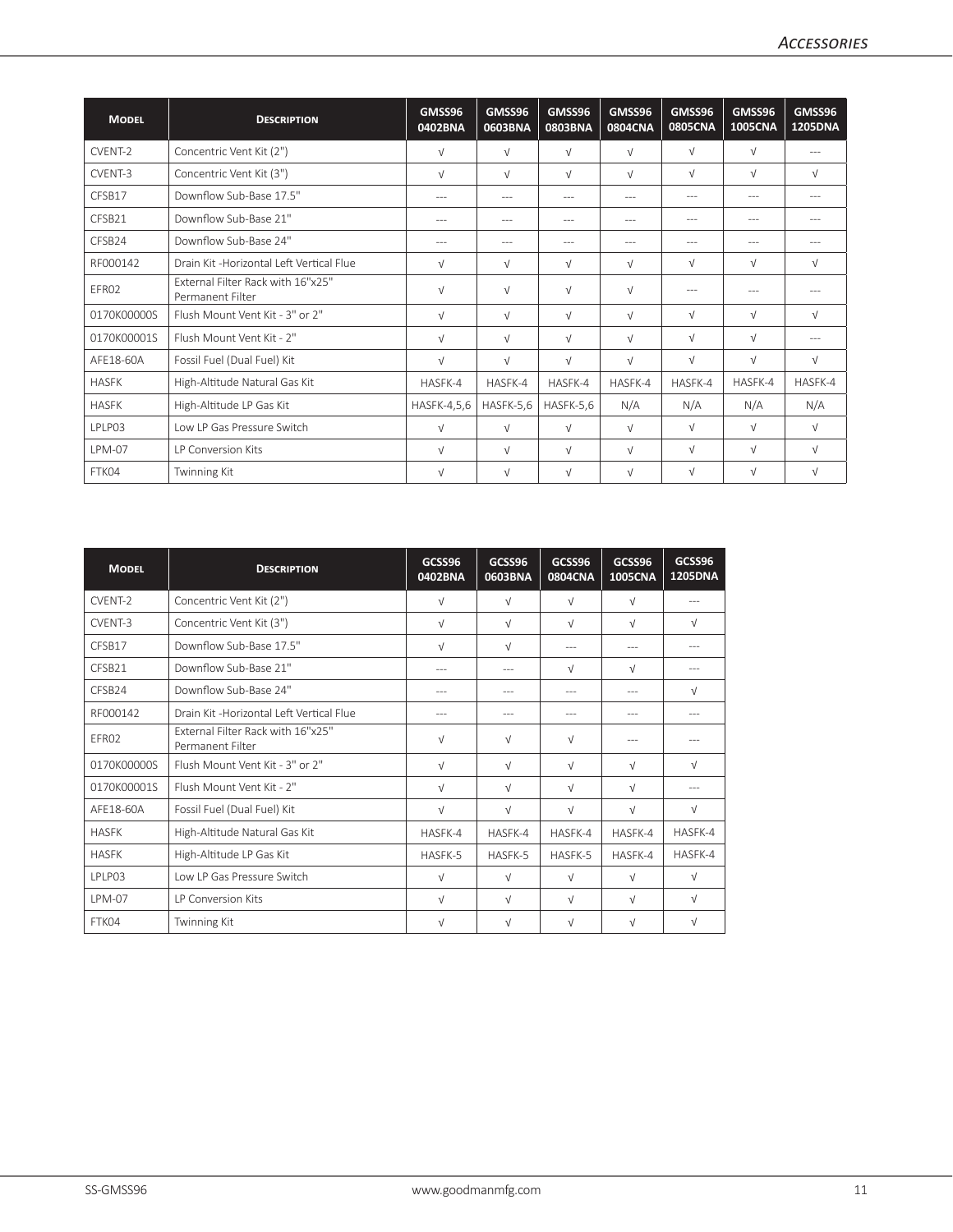| Model | Description | GMSS96 0402BNA | GMSS96 0603BNA | GMSS96 0803BNA | GMSS96 0804CNA | GMSS96 0805CNA | GMSS96 1005CNA | GMSS96 1205DNA |
|---|---|---|---|---|---|---|---|---|
| CVENT-2 | Concentric Vent Kit (2") | √ | √ | √ | √ | √ | √ | --- |
| CVENT-3 | Concentric Vent Kit (3") | √ | √ | √ | √ | √ | √ | √ |
| CFSB17 | Downflow Sub-Base 17.5" | --- | --- | --- | --- | --- | --- | --- |
| CFSB21 | Downflow Sub-Base 21" | --- | --- | --- | --- | --- | --- | --- |
| CFSB24 | Downflow Sub-Base 24" | --- | --- | --- | --- | --- | --- | --- |
| RF000142 | Drain Kit -Horizontal Left Vertical Flue | √ | √ | √ | √ | √ | √ | √ |
| EFR02 | External Filter Rack with 16"x25" Permanent Filter | √ | √ | √ | √ | --- | --- | --- |
| 0170K00000S | Flush Mount Vent Kit - 3" or 2" | √ | √ | √ | √ | √ | √ | √ |
| 0170K00001S | Flush Mount Vent Kit - 2" | √ | √ | √ | √ | √ | √ | --- |
| AFE18-60A | Fossil Fuel (Dual Fuel) Kit | √ | √ | √ | √ | √ | √ | √ |
| HASFK | High-Altitude Natural Gas Kit | HASFK-4 | HASFK-4 | HASFK-4 | HASFK-4 | HASFK-4 | HASFK-4 | HASFK-4 |
| HASFK | High-Altitude LP Gas Kit | HASFK-4,5,6 | HASFK-5,6 | HASFK-5,6 | N/A | N/A | N/A | N/A |
| LPLP03 | Low LP Gas Pressure Switch | √ | √ | √ | √ | √ | √ | √ |
| LPM-07 | LP Conversion Kits | √ | √ | √ | √ | √ | √ | √ |
| FTK04 | Twinning Kit | √ | √ | √ | √ | √ | √ | √ |

| Model | Description | GCSS96 0402BNA | GCSS96 0603BNA | GCSS96 0804CNA | GCSS96 1005CNA | GCSS96 1205DNA |
|---|---|---|---|---|---|---|
| CVENT-2 | Concentric Vent Kit (2") | √ | √ | √ | √ | --- |
| CVENT-3 | Concentric Vent Kit (3") | √ | √ | √ | √ | √ |
| CFSB17 | Downflow Sub-Base 17.5" | √ | √ | --- | --- | --- |
| CFSB21 | Downflow Sub-Base 21" | --- | --- | √ | √ | --- |
| CFSB24 | Downflow Sub-Base 24" | --- | --- | --- | --- | √ |
| RF000142 | Drain Kit -Horizontal Left Vertical Flue | --- | --- | --- | --- | --- |
| EFR02 | External Filter Rack with 16"x25" Permanent Filter | √ | √ | √ | --- | --- |
| 0170K00000S | Flush Mount Vent Kit - 3" or 2" | √ | √ | √ | √ | √ |
| 0170K00001S | Flush Mount Vent Kit - 2" | √ | √ | √ | √ | --- |
| AFE18-60A | Fossil Fuel (Dual Fuel) Kit | √ | √ | √ | √ | √ |
| HASFK | High-Altitude Natural Gas Kit | HASFK-4 | HASFK-4 | HASFK-4 | HASFK-4 | HASFK-4 |
| HASFK | High-Altitude LP Gas Kit | HASFK-5 | HASFK-5 | HASFK-5 | HASFK-4 | HASFK-4 |
| LPLP03 | Low LP Gas Pressure Switch | √ | √ | √ | √ | √ |
| LPM-07 | LP Conversion Kits | √ | √ | √ | √ | √ |
| FTK04 | Twinning Kit | √ | √ | √ | √ | √ |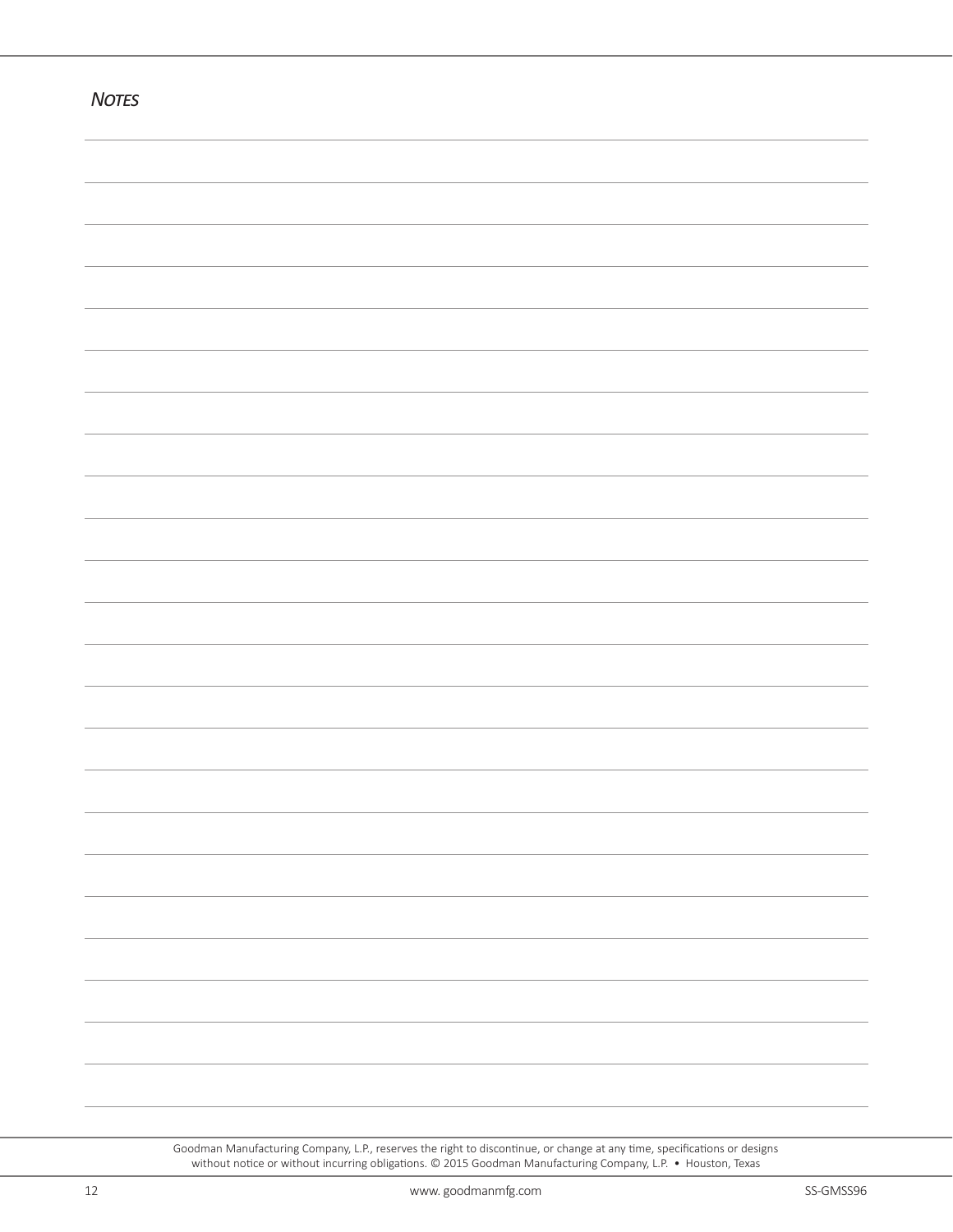## *Notes*

Goodman Manufacturing Company, L.P., reserves the right to discontinue, or change at any time, specifications or designs without notice or without incurring obligations. © 2015 Goodman Manufacturing Company, L.P. • Houston, Texas